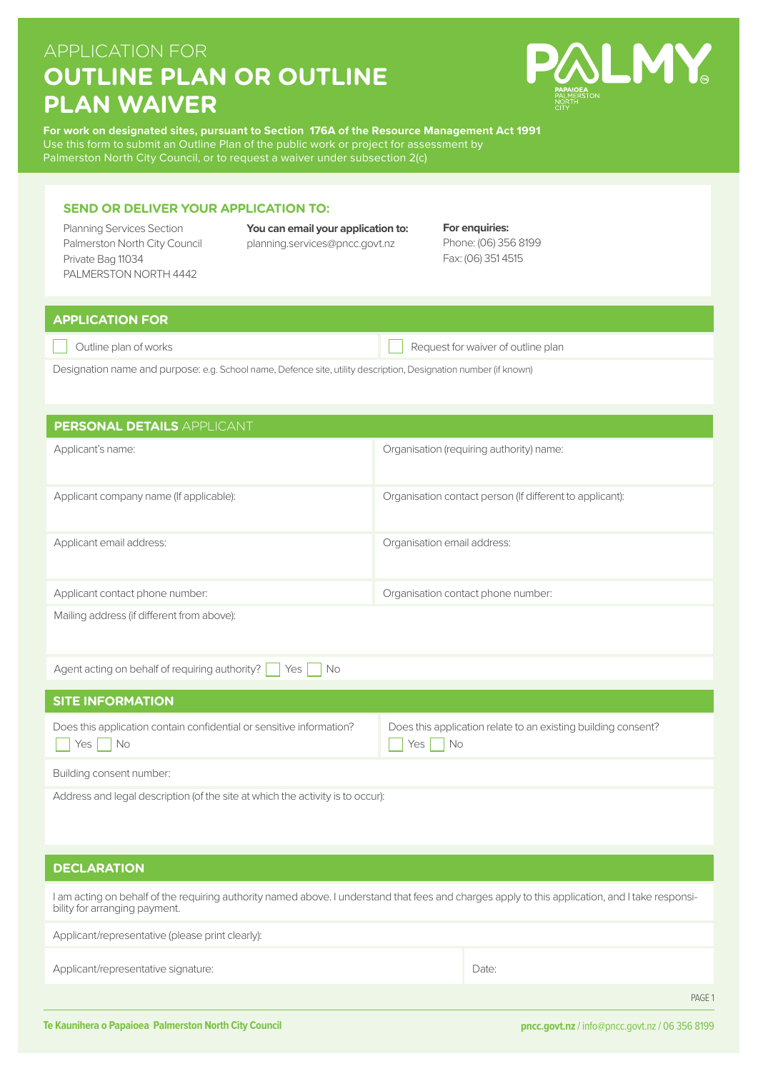APPLICATION FOR

# OUTLINE PLAN OR OUTLINE PLAN WAIVER

**For work on designated sites, pursuant to Section 176A of the Resource Management Act 1991**
Use this form to submit an Outline Plan of the public work or project for assessment by Palmerston North City Council, or to request a waiver under subsection 2(c)

PALMY
PAPAIOEA PALMERSTON NORTH CITY

## SEND OR DELIVER YOUR APPLICATION TO:

Planning Services Section
Palmerston North City Council
Private Bag 11034
PALMERSTON NORTH 4442

**You can email your application to:**
planning.services@pncc.govt.nz

**For enquiries:**
Phone: (06) 356 8199
Fax: (06) 351 4515

## APPLICATION FOR

☐ Outline plan of works

☐ Request for waiver of outline plan

Designation name and purpose: e.g. School name, Defence site, utility description, Designation number (if known)

## PERSONAL DETAILS APPLICANT

| | |
|---|---|
| Applicant's name: | Organisation (requiring authority) name: |
| Applicant company name (If applicable): | Organisation contact person (If different to applicant): |
| Applicant email address: | Organisation email address: |
| Applicant contact phone number: | Organisation contact phone number: |

Mailing address (if different from above):

Agent acting on behalf of requiring authority? ☐ Yes ☐ No

## SITE INFORMATION

Does this application contain confidential or sensitive information? ☐ Yes ☐ No

Does this application relate to an existing building consent? ☐ Yes ☐ No

Building consent number:

Address and legal description (of the site at which the activity is to occur):

## DECLARATION

I am acting on behalf of the requiring authority named above. I understand that fees and charges apply to this application, and I take responsibility for arranging payment.

Applicant/representative (please print clearly):

Applicant/representative signature:

Date:

Te Kaunihera o Papaioea Palmerston North City Council

pncc.govt.nz / info@pncc.govt.nz / 06 356 8199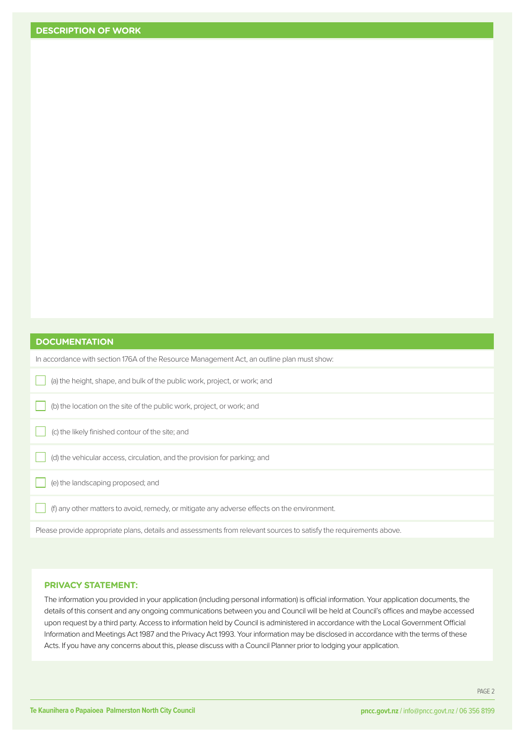## DESCRIPTION OF WORK

## DOCUMENTATION

In accordance with section 176A of the Resource Management Act, an outline plan must show:

- [ ] (a) the height, shape, and bulk of the public work, project, or work; and
- [ ] (b) the location on the site of the public work, project, or work; and
- [ ] (c) the likely finished contour of the site; and
- [ ] (d) the vehicular access, circulation, and the provision for parking; and
- [ ] (e) the landscaping proposed; and
- [ ] (f) any other matters to avoid, remedy, or mitigate any adverse effects on the environment.

Please provide appropriate plans, details and assessments from relevant sources to satisfy the requirements above.

### PRIVACY STATEMENT:

The information you provided in your application (including personal information) is official information. Your application documents, the details of this consent and any ongoing communications between you and Council will be held at Council's offices and maybe accessed upon request by a third party. Access to information held by Council is administered in accordance with the Local Government Official Information and Meetings Act 1987 and the Privacy Act 1993. Your information may be disclosed in accordance with the terms of these Acts. If you have any concerns about this, please discuss with a Council Planner prior to lodging your application.